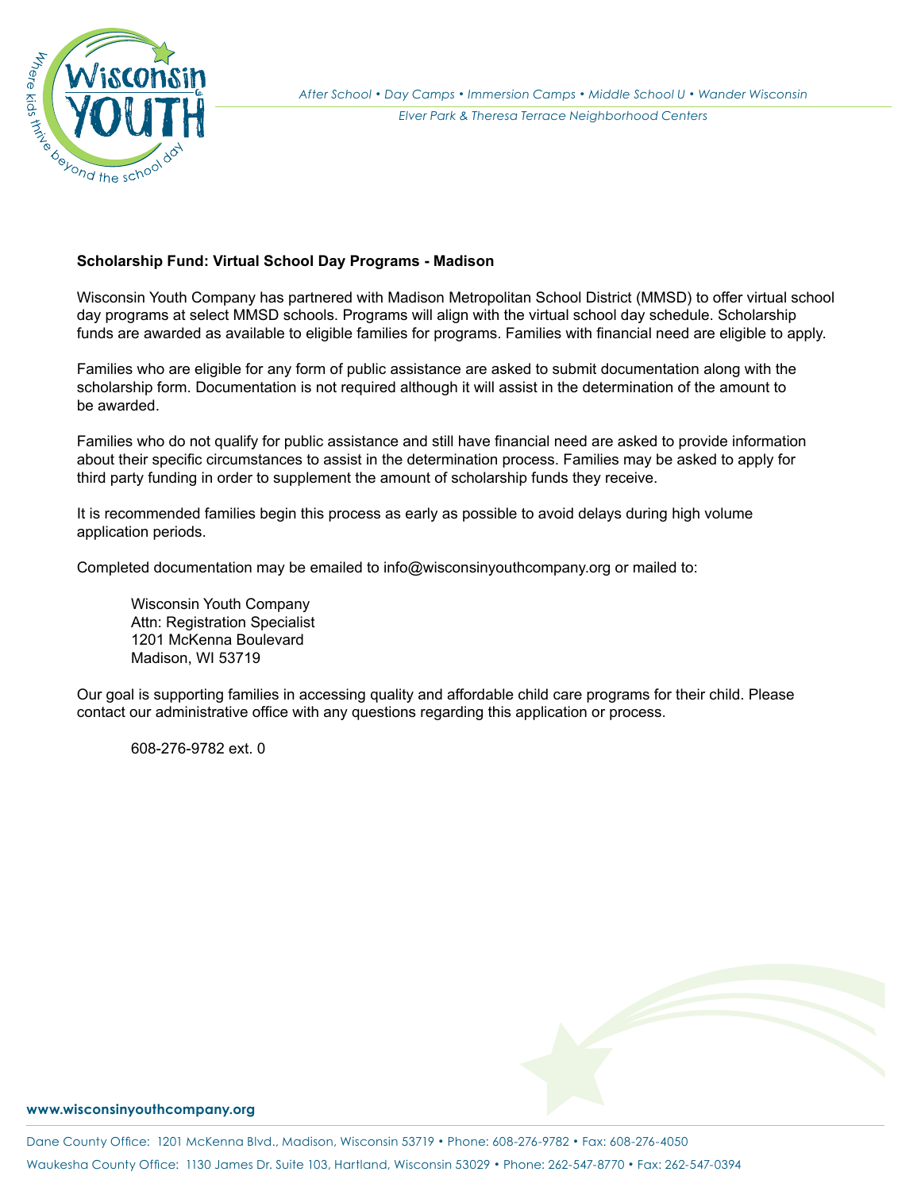*After School • Day Camps • Immersion Camps • Middle School U • Wander Wisconsin*

*Elver Park & Theresa Terrace Neighborhood Centers*

**Scholarship Fund: Virtual School Day Programs - Madison**

Wisconsin Youth Company has partnered with Madison Metropolitan School District (MMSD) to offer virtual school day programs at select MMSD schools. Programs will align with the virtual school day schedule. Scholarship funds are awarded as available to eligible families for programs. Families with financial need are eligible to apply.

Families who are eligible for any form of public assistance are asked to submit documentation along with the scholarship form. Documentation is not required although it will assist in the determination of the amount to be awarded.

Families who do not qualify for public assistance and still have financial need are asked to provide information about their specific circumstances to assist in the determination process. Families may be asked to apply for third party funding in order to supplement the amount of scholarship funds they receive.

It is recommended families begin this process as early as possible to avoid delays during high volume application periods.

Completed documentation may be emailed to info@wisconsinyouthcompany.org or mailed to:

> Wisconsin Youth Company
> Attn: Registration Specialist
> 1201 McKenna Boulevard
> Madison, WI 53719

Our goal is supporting families in accessing quality and affordable child care programs for their child. Please contact our administrative office with any questions regarding this application or process.

> 608-276-9782 ext. 0

**www.wisconsinyouthcompany.org**

Dane County Office: 1201 McKenna Blvd., Madison, Wisconsin 53719 • Phone: 608-276-9782 • Fax: 608-276-4050

Waukesha County Office: 1130 James Dr. Suite 103, Hartland, Wisconsin 53029 • Phone: 262-547-8770 • Fax: 262-547-0394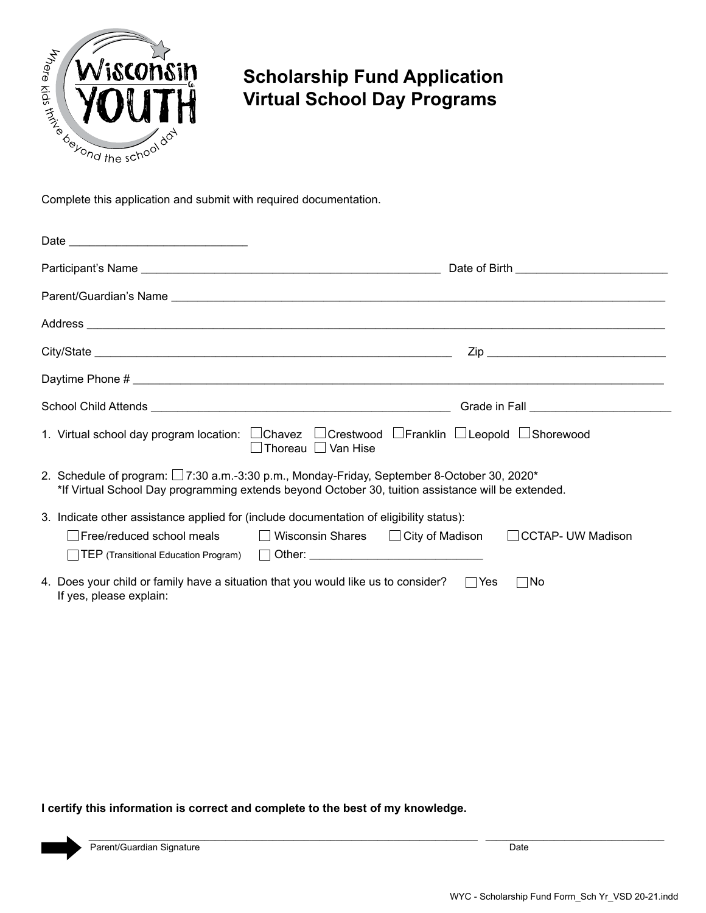Wisconsin YOUTH Co.

Where kids thrive beyond the school day

# Scholarship Fund Application
# Virtual School Day Programs

Complete this application and submit with required documentation.

Date ____________________________

Participant's Name ________________________________________________ Date of Birth ________________________

Parent/Guardian's Name ________________________________________________________________________________

Address ______________________________________________________________________________________________

City/State ____________________________________________________ Zip ____________________________

Daytime Phone # ______________________________________________________________________________________

School Child Attends ________________________________________________ Grade in Fall ______________________

1. Virtual school day program location: ☐ Chavez ☐ Crestwood ☐ Franklin ☐ Leopold ☐ Shorewood ☐ Thoreau ☐ Van Hise

2. Schedule of program: ☐ 7:30 a.m.-3:30 p.m., Monday-Friday, September 8-October 30, 2020*
   *If Virtual School Day programming extends beyond October 30, tuition assistance will be extended.

3. Indicate other assistance applied for (include documentation of eligibility status):
   ☐ Free/reduced school meals ☐ Wisconsin Shares ☐ City of Madison ☐ CCTAP- UW Madison
   ☐ TEP (Transitional Education Program) ☐ Other: ___________________________

4. Does your child or family have a situation that you would like us to consider? ☐ Yes ☐ No
   If yes, please explain:

**I certify this information is correct and complete to the best of my knowledge.**

______________________________________________________________ ______________________________
Parent/Guardian Signature Date

WYC - Scholarship Fund Form_Sch Yr_VSD 20-21.indd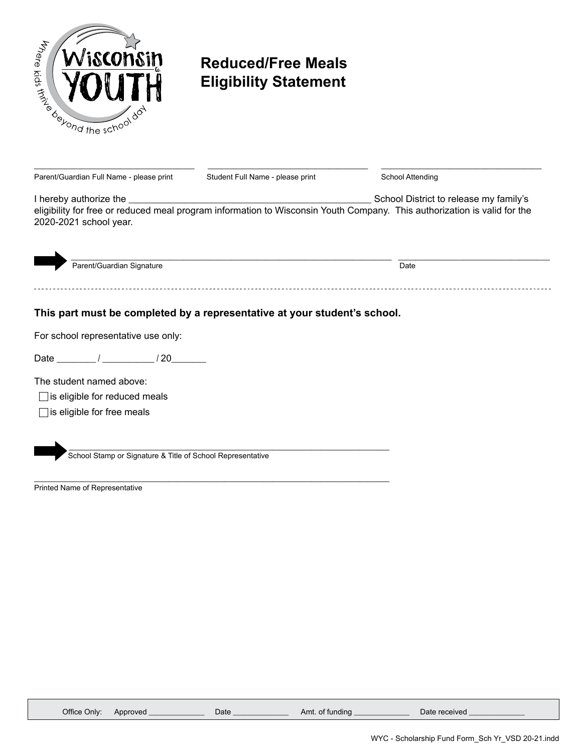# Reduced/Free Meals Eligibility Statement

Wisconsin YOUTH Co.
Where kids thrive beyond the school day

_________________________________ _________________________________ _________________________________
Parent/Guardian Full Name - please print    Student Full Name - please print    School Attending

I hereby authorize the _______________________________________________ School District to release my family's eligibility for free or reduced meal program information to Wisconsin Youth Company. This authorization is valid for the 2020-2021 school year.

_________________________________________________________________ _____________________________
Parent/Guardian Signature    Date

---

**This part must be completed by a representative at your student's school.**

For school representative use only:

Date _______ / __________ / 20_______

The student named above:

- ☐ is eligible for reduced meals
- ☐ is eligible for free meals

_________________________________________________________________
School Stamp or Signature & Title of School Representative

_________________________________________________________________
Printed Name of Representative

Office Only: Approved _____________ Date _____________ Amt. of funding _____________ Date received _____________

WYC - Scholarship Fund Form_Sch Yr_VSD 20-21.indd